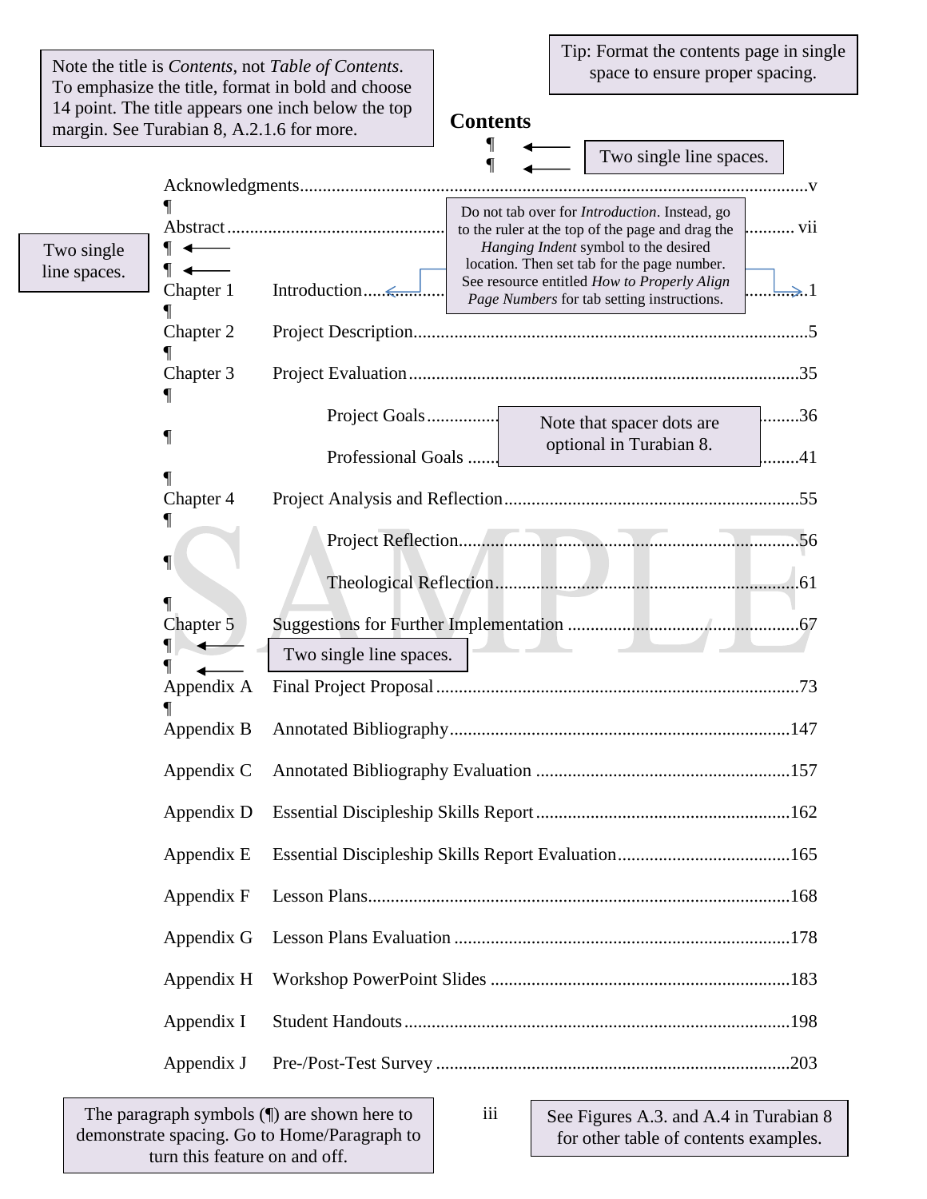Note the title is *Contents*, not *Table of Contents*. To emphasize the title, format in bold and choose 14 point. The title appears one inch below the top margin. See Turabian 8, A.2.1.6 for more.

Tip: Format the contents page in single space to ensure proper spacing.

# Contents

¶
¶

Two single line spaces.

Acknowledgments.....v
¶
Abstract.....vii
¶
¶

Two single line spaces.

Do not tab over for *Introduction*. Instead, go to the ruler at the top of the page and drag the *Hanging Indent* symbol to the desired location. Then set tab for the page number. See resource entitled *How to Properly Align Page Numbers* for tab setting instructions.

Chapter 1 Introduction.....1
¶
Chapter 2 Project Description.....5
¶
Chapter 3 Project Evaluation.....35
¶
Project Goals.....36
¶
Professional Goals.....41
¶

Note that spacer dots are optional in Turabian 8.

Chapter 4 Project Analysis and Reflection.....55
¶
Project Reflection.....56
¶
Theological Reflection.....61
¶
Chapter 5 Suggestions for Further Implementation.....67
¶
¶

Two single line spaces.

Appendix A Final Project Proposal.....73
¶
Appendix B Annotated Bibliography.....147

Appendix C Annotated Bibliography Evaluation.....157

Appendix D Essential Discipleship Skills Report.....162

Appendix E Essential Discipleship Skills Report Evaluation.....165

Appendix F Lesson Plans.....168

Appendix G Lesson Plans Evaluation.....178

Appendix H Workshop PowerPoint Slides.....183

Appendix I Student Handouts.....198

Appendix J Pre-/Post-Test Survey.....203

The paragraph symbols (¶) are shown here to demonstrate spacing. Go to Home/Paragraph to turn this feature on and off.

See Figures A.3. and A.4 in Turabian 8 for other table of contents examples.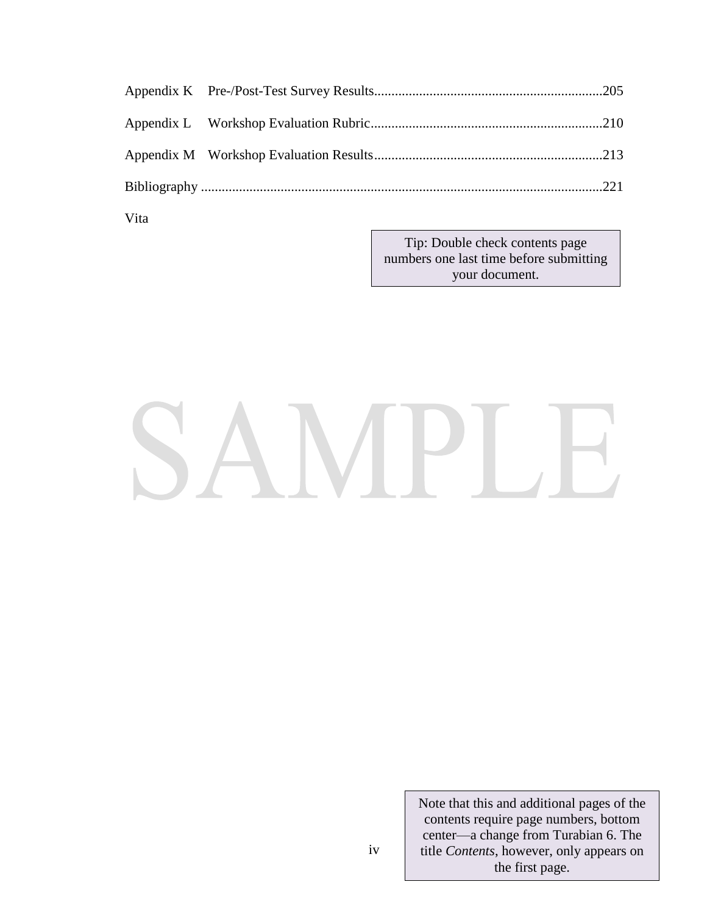Appendix K Pre-/Post-Test Survey Results..................................................................205

Appendix L Workshop Evaluation Rubric...................................................................210

Appendix M Workshop Evaluation Results..................................................................213

Bibliography ....................................................................................................................221

Vita

Tip: Double check contents page numbers one last time before submitting your document.

SAMPLE

Note that this and additional pages of the contents require page numbers, bottom center—a change from Turabian 6. The title *Contents*, however, only appears on the first page.